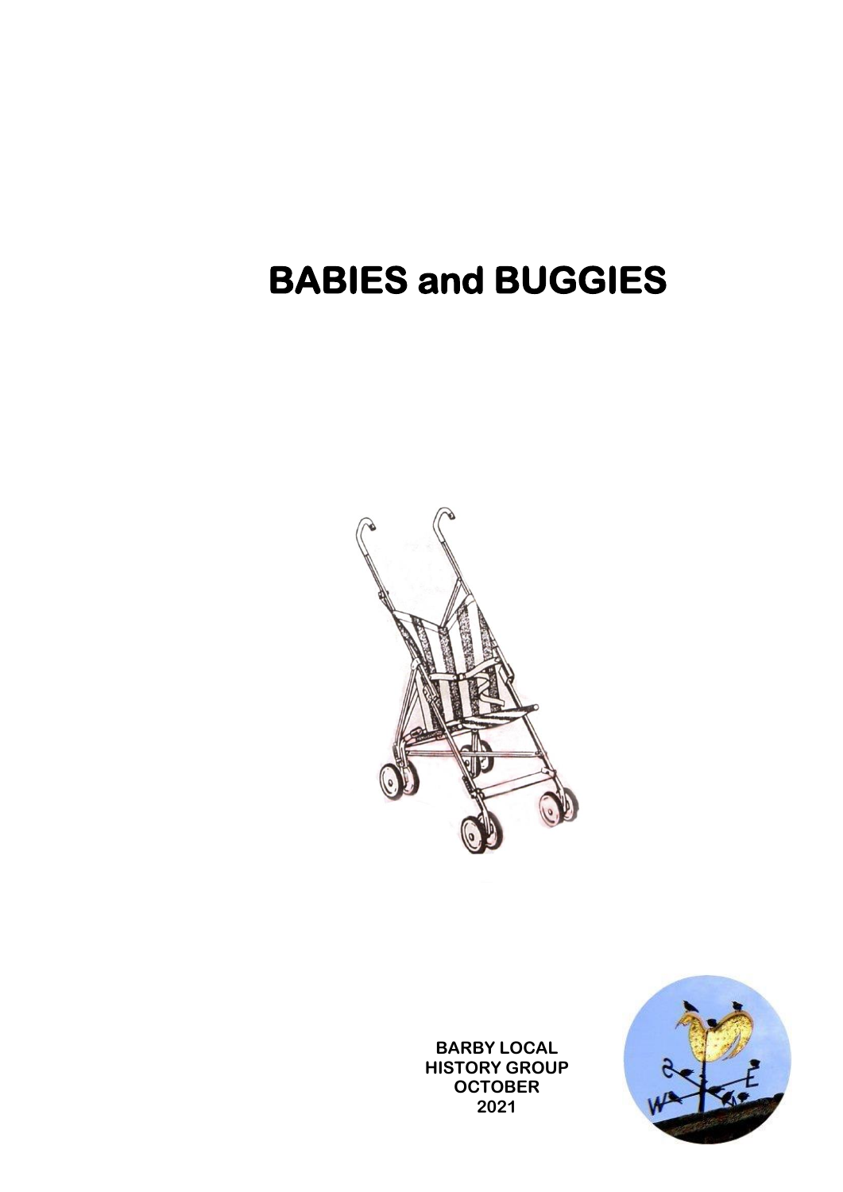# BABIES and BUGGIES

BARBY LOCAL HISTORY GROUP
OCTOBER
2021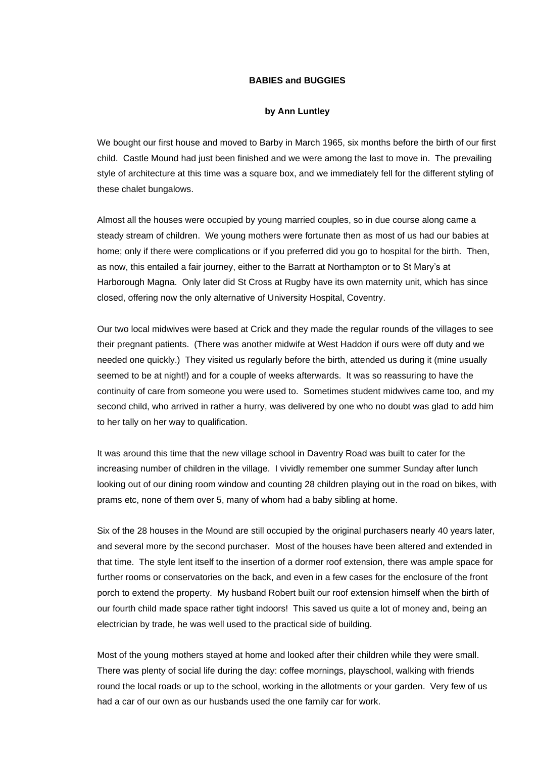**BABIES and BUGGIES**

**by Ann Luntley**

We bought our first house and moved to Barby in March 1965, six months before the birth of our first child. Castle Mound had just been finished and we were among the last to move in. The prevailing style of architecture at this time was a square box, and we immediately fell for the different styling of these chalet bungalows.

Almost all the houses were occupied by young married couples, so in due course along came a steady stream of children. We young mothers were fortunate then as most of us had our babies at home; only if there were complications or if you preferred did you go to hospital for the birth. Then, as now, this entailed a fair journey, either to the Barratt at Northampton or to St Mary's at Harborough Magna. Only later did St Cross at Rugby have its own maternity unit, which has since closed, offering now the only alternative of University Hospital, Coventry.

Our two local midwives were based at Crick and they made the regular rounds of the villages to see their pregnant patients. (There was another midwife at West Haddon if ours were off duty and we needed one quickly.) They visited us regularly before the birth, attended us during it (mine usually seemed to be at night!) and for a couple of weeks afterwards. It was so reassuring to have the continuity of care from someone you were used to. Sometimes student midwives came too, and my second child, who arrived in rather a hurry, was delivered by one who no doubt was glad to add him to her tally on her way to qualification.

It was around this time that the new village school in Daventry Road was built to cater for the increasing number of children in the village. I vividly remember one summer Sunday after lunch looking out of our dining room window and counting 28 children playing out in the road on bikes, with prams etc, none of them over 5, many of whom had a baby sibling at home.

Six of the 28 houses in the Mound are still occupied by the original purchasers nearly 40 years later, and several more by the second purchaser. Most of the houses have been altered and extended in that time. The style lent itself to the insertion of a dormer roof extension, there was ample space for further rooms or conservatories on the back, and even in a few cases for the enclosure of the front porch to extend the property. My husband Robert built our roof extension himself when the birth of our fourth child made space rather tight indoors! This saved us quite a lot of money and, being an electrician by trade, he was well used to the practical side of building.

Most of the young mothers stayed at home and looked after their children while they were small. There was plenty of social life during the day: coffee mornings, playschool, walking with friends round the local roads or up to the school, working in the allotments or your garden. Very few of us had a car of our own as our husbands used the one family car for work.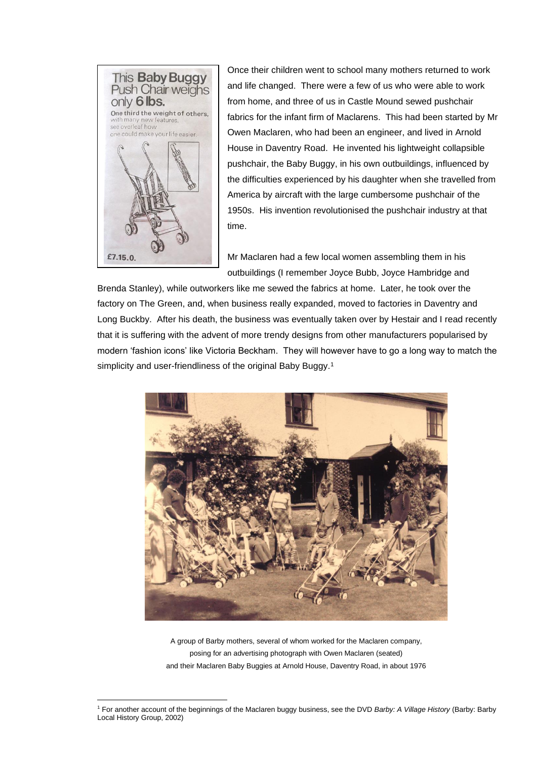Once their children went to school many mothers returned to work and life changed. There were a few of us who were able to work from home, and three of us in Castle Mound sewed pushchair fabrics for the infant firm of Maclarens. This had been started by Mr Owen Maclaren, who had been an engineer, and lived in Arnold House in Daventry Road. He invented his lightweight collapsible pushchair, the Baby Buggy, in his own outbuildings, influenced by the difficulties experienced by his daughter when she travelled from America by aircraft with the large cumbersome pushchair of the 1950s. His invention revolutionised the pushchair industry at that time.

Mr Maclaren had a few local women assembling them in his outbuildings (I remember Joyce Bubb, Joyce Hambridge and Brenda Stanley), while outworkers like me sewed the fabrics at home. Later, he took over the factory on The Green, and, when business really expanded, moved to factories in Daventry and Long Buckby. After his death, the business was eventually taken over by Hestair and I read recently that it is suffering with the advent of more trendy designs from other manufacturers popularised by modern 'fashion icons' like Victoria Beckham. They will however have to go a long way to match the simplicity and user-friendliness of the original Baby Buggy.[1]

A group of Barby mothers, several of whom worked for the Maclaren company, posing for an advertising photograph with Owen Maclaren (seated) and their Maclaren Baby Buggies at Arnold House, Daventry Road, in about 1976

[1] For another account of the beginnings of the Maclaren buggy business, see the DVD *Barby: A Village History* (Barby: Barby Local History Group, 2002)